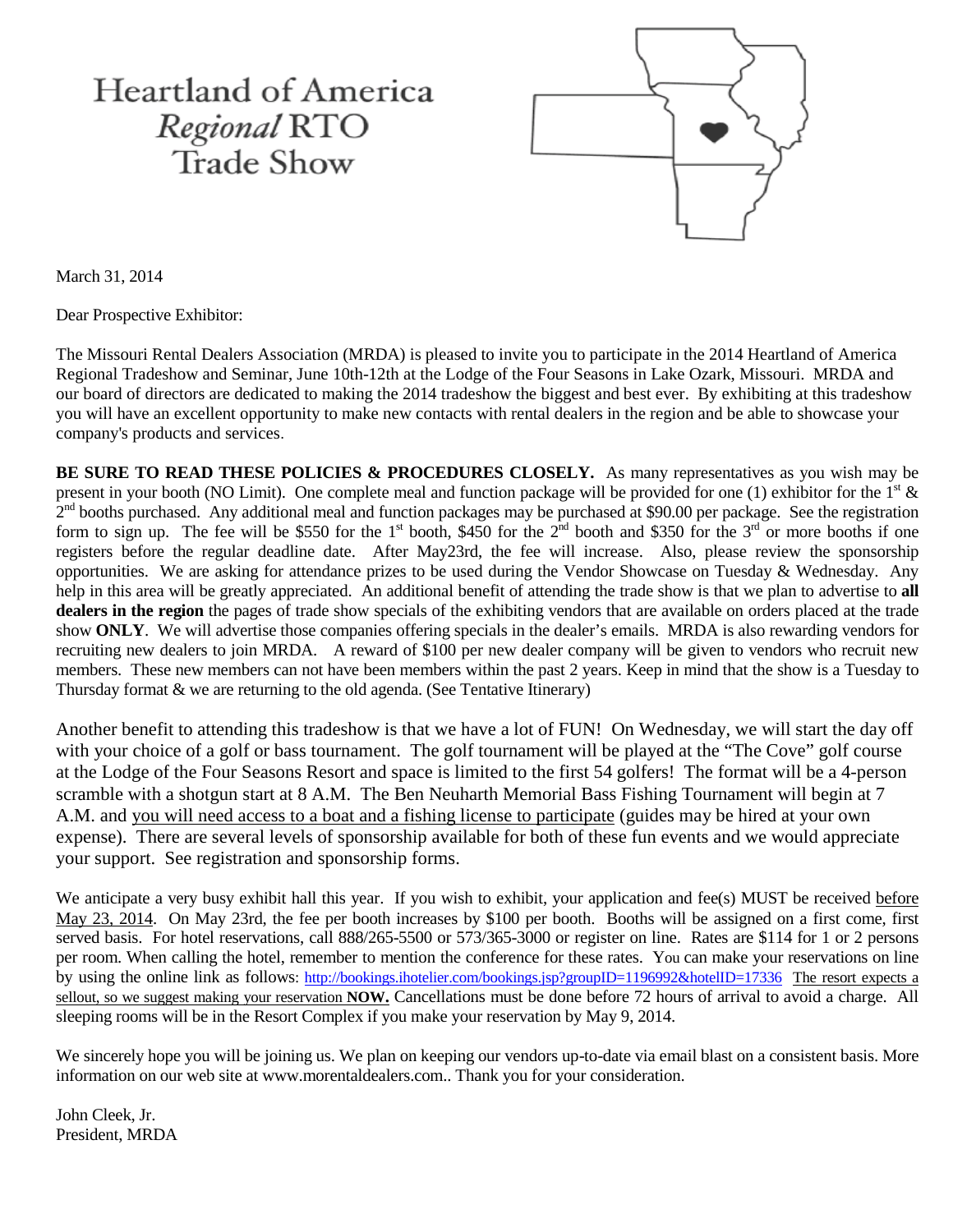# Heartland of America *Regional* RTO Trade Show

March 31, 2014

Dear Prospective Exhibitor:

The Missouri Rental Dealers Association (MRDA) is pleased to invite you to participate in the 2014 Heartland of America Regional Tradeshow and Seminar, June 10th-12th at the Lodge of the Four Seasons in Lake Ozark, Missouri. MRDA and our board of directors are dedicated to making the 2014 tradeshow the biggest and best ever. By exhibiting at this tradeshow you will have an excellent opportunity to make new contacts with rental dealers in the region and be able to showcase your company's products and services.

**BE SURE TO READ THESE POLICIES & PROCEDURES CLOSELY.** As many representatives as you wish may be present in your booth (NO Limit). One complete meal and function package will be provided for one (1) exhibitor for the 1st & 2nd booths purchased. Any additional meal and function packages may be purchased at $90.00 per package. See the registration form to sign up. The fee will be $550 for the 1st booth, $450 for the 2nd booth and $350 for the 3rd or more booths if one registers before the regular deadline date. After May23rd, the fee will increase. Also, please review the sponsorship opportunities. We are asking for attendance prizes to be used during the Vendor Showcase on Tuesday & Wednesday. Any help in this area will be greatly appreciated. An additional benefit of attending the trade show is that we plan to advertise to **all dealers in the region** the pages of trade show specials of the exhibiting vendors that are available on orders placed at the trade show **ONLY**. We will advertise those companies offering specials in the dealer's emails. MRDA is also rewarding vendors for recruiting new dealers to join MRDA. A reward of $100 per new dealer company will be given to vendors who recruit new members. These new members can not have been members within the past 2 years. Keep in mind that the show is a Tuesday to Thursday format & we are returning to the old agenda. (See Tentative Itinerary)

Another benefit to attending this tradeshow is that we have a lot of FUN! On Wednesday, we will start the day off with your choice of a golf or bass tournament. The golf tournament will be played at the "The Cove" golf course at the Lodge of the Four Seasons Resort and space is limited to the first 54 golfers! The format will be a 4-person scramble with a shotgun start at 8 A.M. The Ben Neuharth Memorial Bass Fishing Tournament will begin at 7 A.M. and you will need access to a boat and a fishing license to participate (guides may be hired at your own expense). There are several levels of sponsorship available for both of these fun events and we would appreciate your support. See registration and sponsorship forms.

We anticipate a very busy exhibit hall this year. If you wish to exhibit, your application and fee(s) MUST be received before May 23, 2014. On May 23rd, the fee per booth increases by $100 per booth. Booths will be assigned on a first come, first served basis. For hotel reservations, call 888/265-5500 or 573/365-3000 or register on line. Rates are $114 for 1 or 2 persons per room. When calling the hotel, remember to mention the conference for these rates. You can make your reservations on line by using the online link as follows: http://bookings.ihotelier.com/bookings.jsp?groupID=1196992&hotelID=17336 The resort expects a sellout, so we suggest making your reservation **NOW.** Cancellations must be done before 72 hours of arrival to avoid a charge. All sleeping rooms will be in the Resort Complex if you make your reservation by May 9, 2014.

We sincerely hope you will be joining us. We plan on keeping our vendors up-to-date via email blast on a consistent basis. More information on our web site at www.morentaldealers.com.. Thank you for your consideration.

John Cleek, Jr.
President, MRDA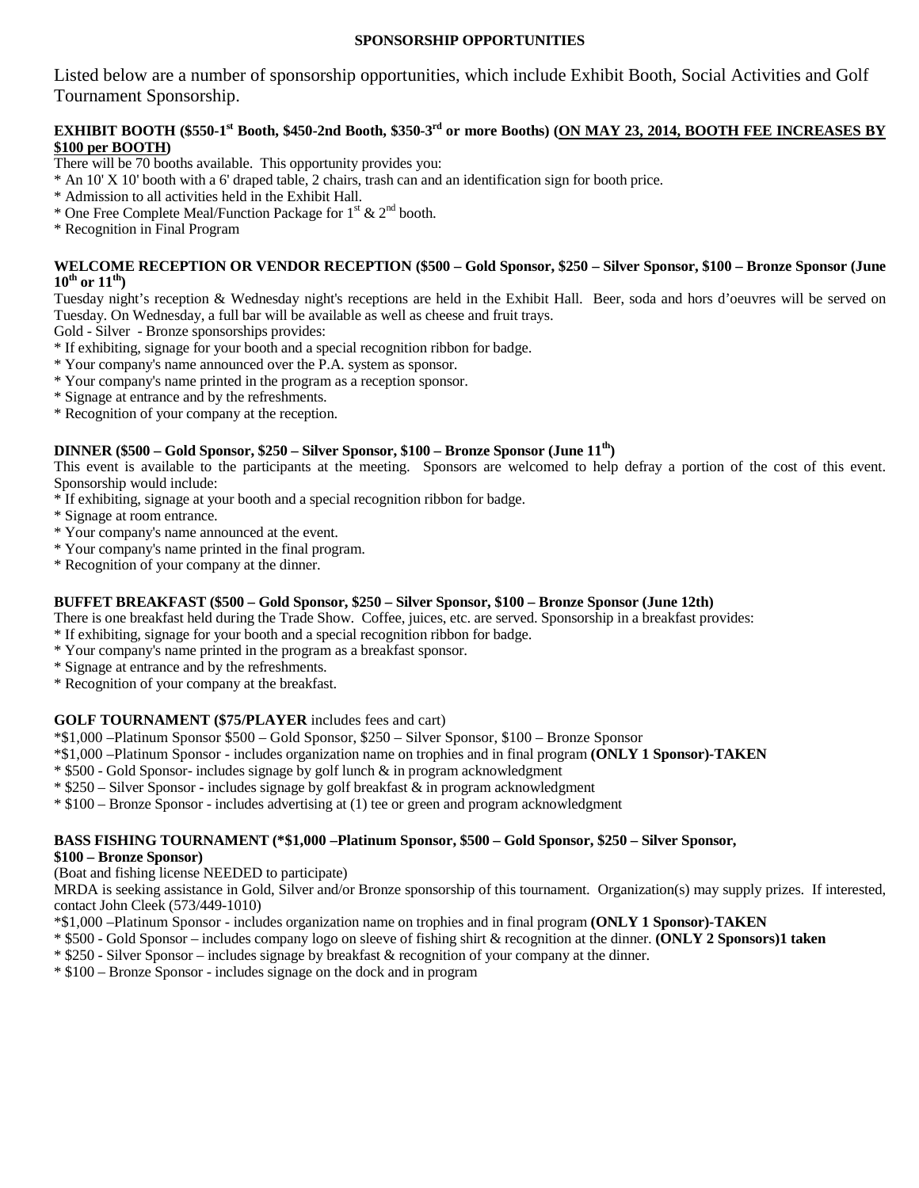# SPONSORSHIP OPPORTUNITIES

Listed below are a number of sponsorship opportunities, which include Exhibit Booth, Social Activities and Golf Tournament Sponsorship.

**EXHIBIT BOOTH ($550-1st Booth, $450-2nd Booth, $350-3rd or more Booths) (<u>ON MAY 23, 2014, BOOTH FEE INCREASES BY $100 per BOOTH</u>)**

There will be 70 booths available. This opportunity provides you:

* An 10' X 10' booth with a 6' draped table, 2 chairs, trash can and an identification sign for booth price.
* Admission to all activities held in the Exhibit Hall.
* One Free Complete Meal/Function Package for 1st & 2nd booth.
* Recognition in Final Program

**WELCOME RECEPTION OR VENDOR RECEPTION ($500 – Gold Sponsor, $250 – Silver Sponsor, $100 – Bronze Sponsor (June 10th or 11th)**

Tuesday night's reception & Wednesday night's receptions are held in the Exhibit Hall. Beer, soda and hors d'oeuvres will be served on Tuesday. On Wednesday, a full bar will be available as well as cheese and fruit trays.

Gold - Silver - Bronze sponsorships provides:

* If exhibiting, signage for your booth and a special recognition ribbon for badge.
* Your company's name announced over the P.A. system as sponsor.
* Your company's name printed in the program as a reception sponsor.
* Signage at entrance and by the refreshments.
* Recognition of your company at the reception.

**DINNER ($500 – Gold Sponsor, $250 – Silver Sponsor, $100 – Bronze Sponsor (June 11th)**

This event is available to the participants at the meeting. Sponsors are welcomed to help defray a portion of the cost of this event. Sponsorship would include:

* If exhibiting, signage at your booth and a special recognition ribbon for badge.
* Signage at room entrance.
* Your company's name announced at the event.
* Your company's name printed in the final program.
* Recognition of your company at the dinner.

**BUFFET BREAKFAST ($500 – Gold Sponsor, $250 – Silver Sponsor, $100 – Bronze Sponsor (June 12th)**

There is one breakfast held during the Trade Show. Coffee, juices, etc. are served. Sponsorship in a breakfast provides:

* If exhibiting, signage for your booth and a special recognition ribbon for badge.
* Your company's name printed in the program as a breakfast sponsor.
* Signage at entrance and by the refreshments.
* Recognition of your company at the breakfast.

**GOLF TOURNAMENT ($75/PLAYER** includes fees and cart)

*$1,000 –Platinum Sponsor $500 – Gold Sponsor, $250 – Silver Sponsor, $100 – Bronze Sponsor

*$1,000 –Platinum Sponsor - includes organization name on trophies and in final program **(ONLY 1 Sponsor)-TAKEN**

* $500 - Gold Sponsor- includes signage by golf lunch & in program acknowledgment
* $250 – Silver Sponsor - includes signage by golf breakfast & in program acknowledgment
* $100 – Bronze Sponsor - includes advertising at (1) tee or green and program acknowledgment

**BASS FISHING TOURNAMENT (*$1,000 –Platinum Sponsor, $500 – Gold Sponsor, $250 – Silver Sponsor, $100 – Bronze Sponsor)**

(Boat and fishing license NEEDED to participate)

MRDA is seeking assistance in Gold, Silver and/or Bronze sponsorship of this tournament. Organization(s) may supply prizes. If interested, contact John Cleek (573/449-1010)

*$1,000 –Platinum Sponsor - includes organization name on trophies and in final program **(ONLY 1 Sponsor)-TAKEN**

* $500 - Gold Sponsor – includes company logo on sleeve of fishing shirt & recognition at the dinner. **(ONLY 2 Sponsors)1 taken**
* $250 - Silver Sponsor – includes signage by breakfast & recognition of your company at the dinner.
* $100 – Bronze Sponsor - includes signage on the dock and in program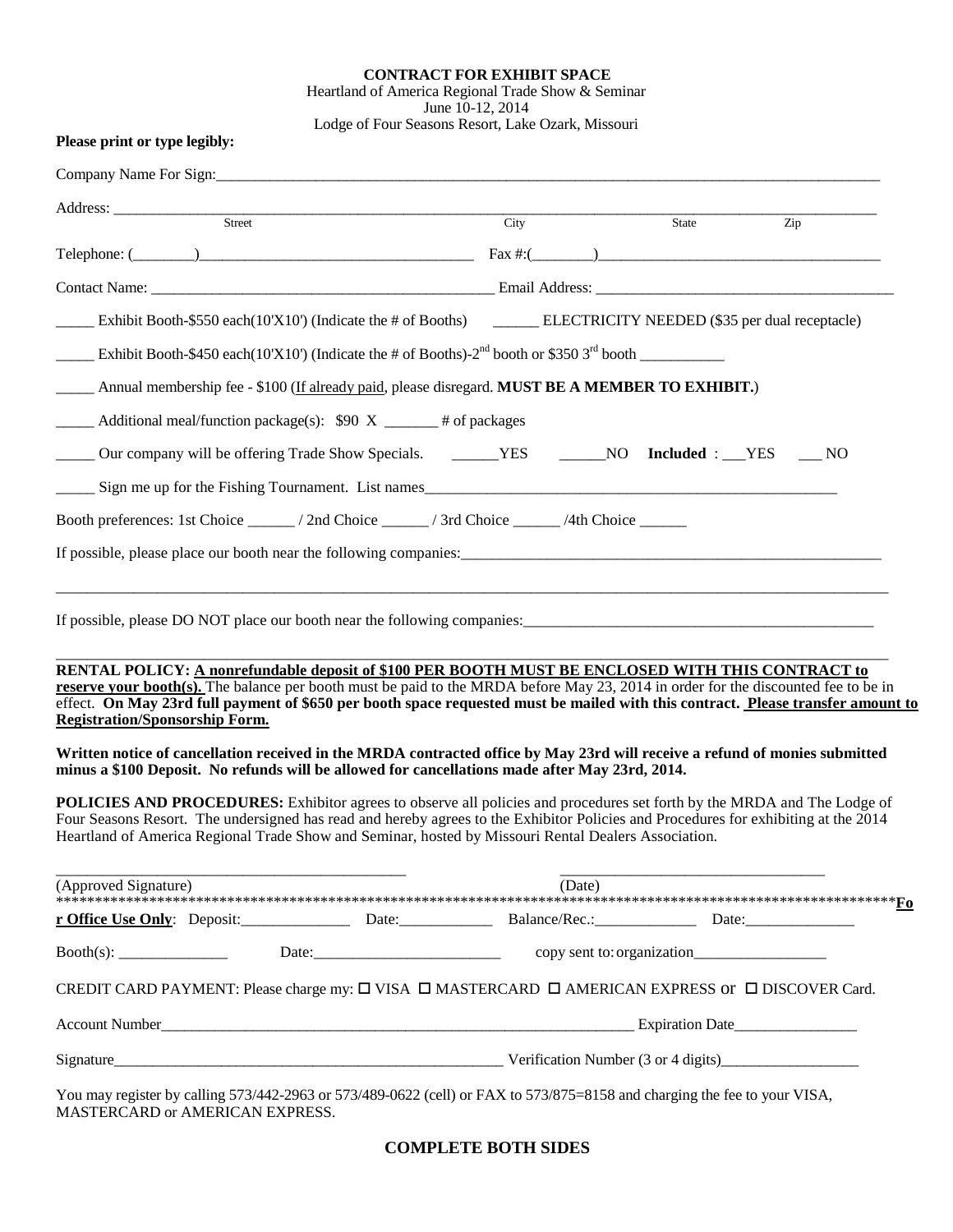**CONTRACT FOR EXHIBIT SPACE**
Heartland of America Regional Trade Show & Seminar
June 10-12, 2014
Lodge of Four Seasons Resort, Lake Ozark, Missouri

**Please print or type legibly:**

Company Name For Sign:_______________________________________________

Address: _______________________________________________
Street City State Zip

Telephone: (________)___________________________ Fax #:(________)___________________________

Contact Name: ___________________________ Email Address: ___________________________

_____ Exhibit Booth-$550 each(10'X10') (Indicate the # of Booths) ______ ELECTRICITY NEEDED ($35 per dual receptacle)

_____ Exhibit Booth-$450 each(10'X10') (Indicate the # of Booths)-2nd booth or $350 3rd booth __________

_____ Annual membership fee - $100 (If already paid, please disregard. **MUST BE A MEMBER TO EXHIBIT.**)

_____ Additional meal/function package(s): $90 X _______ # of packages

_____ Our company will be offering Trade Show Specials. ______YES ______NO **Included** : ___YES ___ NO

_____ Sign me up for the Fishing Tournament. List names_______________________________________________

Booth preferences: 1st Choice ______ / 2nd Choice ______ / 3rd Choice ______ /4th Choice ______

If possible, please place our booth near the following companies:_______________________________________________

_______________________________________________

If possible, please DO NOT place our booth near the following companies:_______________________________________________

_______________________________________________

**RENTAL POLICY: A nonrefundable deposit of $100 PER BOOTH MUST BE ENCLOSED WITH THIS CONTRACT to reserve your booth(s).** The balance per booth must be paid to the MRDA before May 23, 2014 in order for the discounted fee to be in effect. **On May 23rd full payment of $650 per booth space requested must be mailed with this contract. Please transfer amount to Registration/Sponsorship Form.**

**Written notice of cancellation received in the MRDA contracted office by May 23rd will receive a refund of monies submitted minus a $100 Deposit. No refunds will be allowed for cancellations made after May 23rd, 2014.**

**POLICIES AND PROCEDURES:** Exhibitor agrees to observe all policies and procedures set forth by the MRDA and The Lodge of Four Seasons Resort. The undersigned has read and hereby agrees to the Exhibitor Policies and Procedures for exhibiting at the 2014 Heartland of America Regional Trade Show and Seminar, hosted by Missouri Rental Dealers Association.

_______________________________ _______________________________
(Approved Signature) (Date)

**********************************************************************************************************

**For Office Use Only**: Deposit:______________ Date:____________ Balance/Rec.:_____________ Date:______________

Booth(s): ______________ Date:________________________ copy sent to: organization_________________

CREDIT CARD PAYMENT: Please charge my: ☐ VISA ☐ MASTERCARD ☐ AMERICAN EXPRESS or ☐ DISCOVER Card.

Account Number_______________________________________________ Expiration Date________________

Signature_______________________________________________ Verification Number (3 or 4 digits)__________________

You may register by calling 573/442-2963 or 573/489-0622 (cell) or FAX to 573/875=8158 and charging the fee to your VISA, MASTERCARD or AMERICAN EXPRESS.

**COMPLETE BOTH SIDES**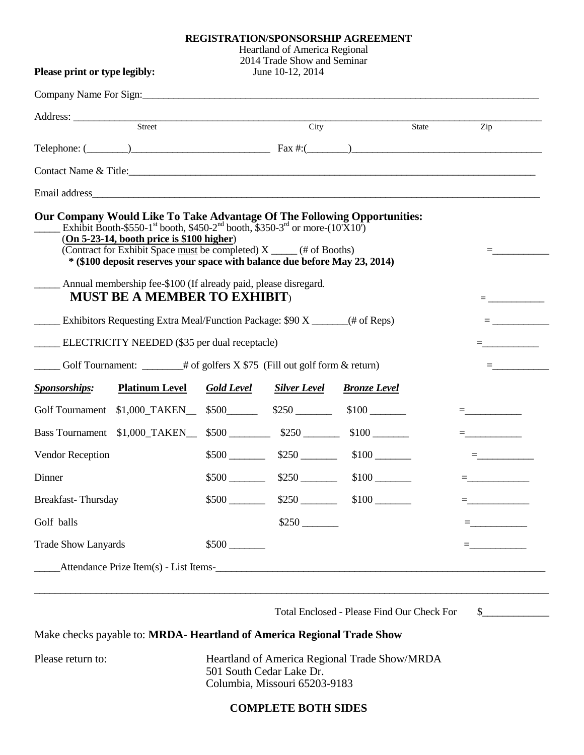**REGISTRATION/SPONSORSHIP AGREEMENT**

Heartland of America Regional
2014 Trade Show and Seminar
June 10-12, 2014

**Please print or type legibly:**

Company Name For Sign:_______________________________________________

Address: _______________________________________________
Street City State Zip

Telephone: (________)___________________________ Fax #:(________)___________________________

Contact Name & Title:_______________________________________________

Email address_______________________________________________

**Our Company Would Like To Take Advantage Of The Following Opportunities:**

_____ Exhibit Booth-$550-1st booth, $450-2nd booth, $350-3rd or more-(10'X10')
(**On 5-23-14, booth price is $100 higher**)
(Contract for Exhibit Space must be completed) X _____ (# of Booths) =___________
**\* ($100 deposit reserves your space with balance due before May 23, 2014)**

_____ Annual membership fee-$100 (If already paid, please disregard.
**MUST BE A MEMBER TO EXHIBIT**) = ___________

_____ Exhibitors Requesting Extra Meal/Function Package: $90 X _______(# of Reps) = ___________

_____ ELECTRICITY NEEDED ($35 per dual receptacle) =___________

_____ Golf Tournament: ________# of golfers X $75 (Fill out golf form & return) =___________

| ***Sponsorships:*** | **Platinum Level** | ***Gold Level*** | ***Silver Level*** | ***Bronze Level*** | |
|---|---|---|---|---|---|
| Golf Tournament | $1,000_TAKEN__ | $500______ | $250 _______ | $100 _______ | =___________ |
| Bass Tournament | $1,000_TAKEN__ | $500 ________ | $250 _______ | $100 _______ | =___________ |
| Vendor Reception | | $500 _______ | $250 _______ | $100 _______ | =___________ |
| Dinner | | $500 _______ | $250 _______ | $100 _______ | =___________ |
| Breakfast- Thursday | | $500 _______ | $250 _______ | $100 _______ | =___________ |
| Golf balls | | | $250 _______ | | =___________ |
| Trade Show Lanyards | | $500 _______ | | | =___________ |

_____Attendance Prize Item(s) - List Items-_______________________________________________

_______________________________________________

Total Enclosed - Please Find Our Check For $_____________

Make checks payable to: **MRDA- Heartland of America Regional Trade Show**

Please return to:
Heartland of America Regional Trade Show/MRDA
501 South Cedar Lake Dr.
Columbia, Missouri 65203-9183

**COMPLETE BOTH SIDES**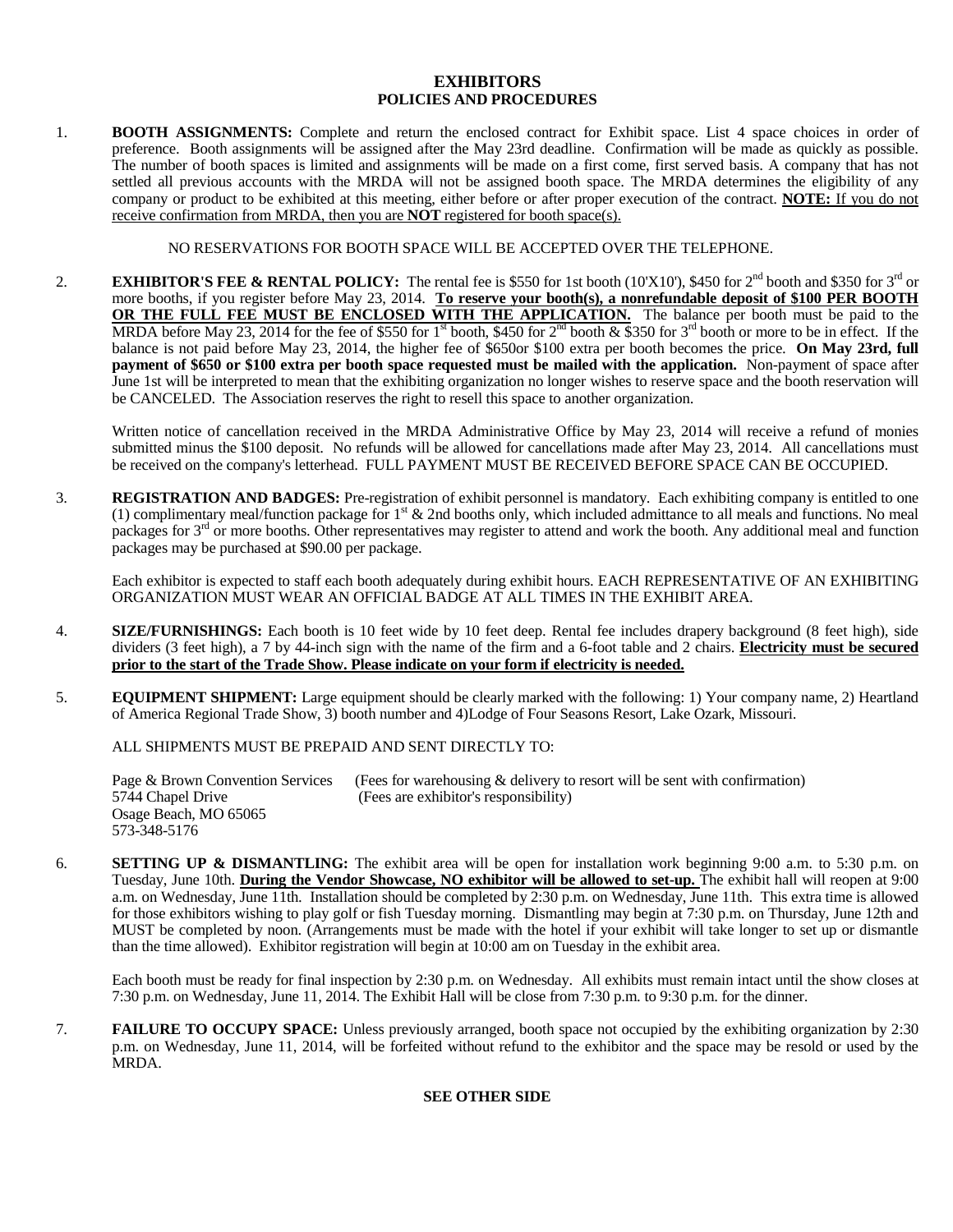# EXHIBITORS
## POLICIES AND PROCEDURES

1. **BOOTH ASSIGNMENTS:** Complete and return the enclosed contract for Exhibit space. List 4 space choices in order of preference. Booth assignments will be assigned after the May 23rd deadline. Confirmation will be made as quickly as possible. The number of booth spaces is limited and assignments will be made on a first come, first served basis. A company that has not settled all previous accounts with the MRDA will not be assigned booth space. The MRDA determines the eligibility of any company or product to be exhibited at this meeting, either before or after proper execution of the contract. **NOTE:** If you do not receive confirmation from MRDA, then you are **NOT** registered for booth space(s).

   NO RESERVATIONS FOR BOOTH SPACE WILL BE ACCEPTED OVER THE TELEPHONE.

2. **EXHIBITOR'S FEE & RENTAL POLICY:** The rental fee is $550 for 1st booth (10'X10'), $450 for 2nd booth and $350 for 3rd or more booths, if you register before May 23, 2014. **To reserve your booth(s), a nonrefundable deposit of $100 PER BOOTH OR THE FULL FEE MUST BE ENCLOSED WITH THE APPLICATION.** The balance per booth must be paid to the MRDA before May 23, 2014 for the fee of $550 for 1st booth, $450 for 2nd booth & $350 for 3rd booth or more to be in effect. If the balance is not paid before May 23, 2014, the higher fee of $650or $100 extra per booth becomes the price. **On May 23rd, full payment of $650 or $100 extra per booth space requested must be mailed with the application.** Non-payment of space after June 1st will be interpreted to mean that the exhibiting organization no longer wishes to reserve space and the booth reservation will be CANCELED. The Association reserves the right to resell this space to another organization.

   Written notice of cancellation received in the MRDA Administrative Office by May 23, 2014 will receive a refund of monies submitted minus the $100 deposit. No refunds will be allowed for cancellations made after May 23, 2014. All cancellations must be received on the company's letterhead. FULL PAYMENT MUST BE RECEIVED BEFORE SPACE CAN BE OCCUPIED.

3. **REGISTRATION AND BADGES:** Pre-registration of exhibit personnel is mandatory. Each exhibiting company is entitled to one (1) complimentary meal/function package for 1st & 2nd booths only, which included admittance to all meals and functions. No meal packages for 3rd or more booths. Other representatives may register to attend and work the booth. Any additional meal and function packages may be purchased at $90.00 per package.

   Each exhibitor is expected to staff each booth adequately during exhibit hours. EACH REPRESENTATIVE OF AN EXHIBITING ORGANIZATION MUST WEAR AN OFFICIAL BADGE AT ALL TIMES IN THE EXHIBIT AREA.

4. **SIZE/FURNISHINGS:** Each booth is 10 feet wide by 10 feet deep. Rental fee includes drapery background (8 feet high), side dividers (3 feet high), a 7 by 44-inch sign with the name of the firm and a 6-foot table and 2 chairs. **Electricity must be secured prior to the start of the Trade Show. Please indicate on your form if electricity is needed.**

5. **EQUIPMENT SHIPMENT:** Large equipment should be clearly marked with the following: 1) Your company name, 2) Heartland of America Regional Trade Show, 3) booth number and 4)Lodge of Four Seasons Resort, Lake Ozark, Missouri.

   ALL SHIPMENTS MUST BE PREPAID AND SENT DIRECTLY TO:

   Page & Brown Convention Services (Fees for warehousing & delivery to resort will be sent with confirmation)
   5744 Chapel Drive (Fees are exhibitor's responsibility)
   Osage Beach, MO 65065
   573-348-5176

6. **SETTING UP & DISMANTLING:** The exhibit area will be open for installation work beginning 9:00 a.m. to 5:30 p.m. on Tuesday, June 10th. **During the Vendor Showcase, NO exhibitor will be allowed to set-up.** The exhibit hall will reopen at 9:00 a.m. on Wednesday, June 11th. Installation should be completed by 2:30 p.m. on Wednesday, June 11th. This extra time is allowed for those exhibitors wishing to play golf or fish Tuesday morning. Dismantling may begin at 7:30 p.m. on Thursday, June 12th and MUST be completed by noon. (Arrangements must be made with the hotel if your exhibit will take longer to set up or dismantle than the time allowed). Exhibitor registration will begin at 10:00 am on Tuesday in the exhibit area.

   Each booth must be ready for final inspection by 2:30 p.m. on Wednesday. All exhibits must remain intact until the show closes at 7:30 p.m. on Wednesday, June 11, 2014. The Exhibit Hall will be close from 7:30 p.m. to 9:30 p.m. for the dinner.

7. **FAILURE TO OCCUPY SPACE:** Unless previously arranged, booth space not occupied by the exhibiting organization by 2:30 p.m. on Wednesday, June 11, 2014, will be forfeited without refund to the exhibitor and the space may be resold or used by the MRDA.

**SEE OTHER SIDE**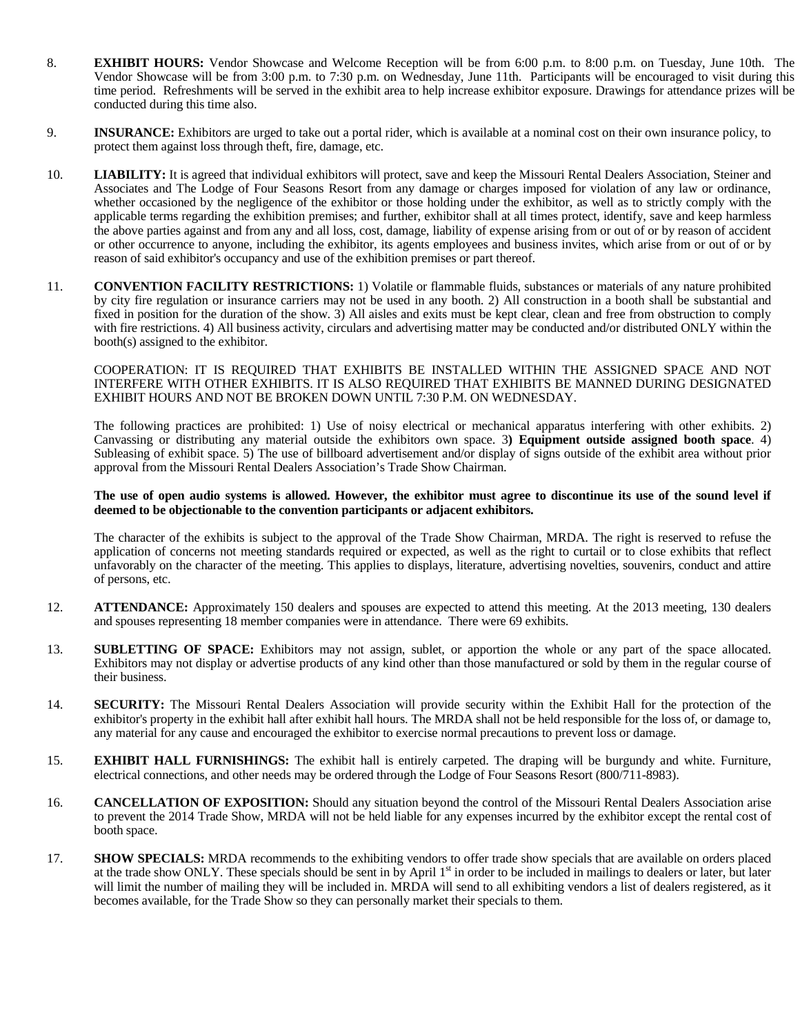8. **EXHIBIT HOURS:** Vendor Showcase and Welcome Reception will be from 6:00 p.m. to 8:00 p.m. on Tuesday, June 10th. The Vendor Showcase will be from 3:00 p.m. to 7:30 p.m. on Wednesday, June 11th. Participants will be encouraged to visit during this time period. Refreshments will be served in the exhibit area to help increase exhibitor exposure. Drawings for attendance prizes will be conducted during this time also.

9. **INSURANCE:** Exhibitors are urged to take out a portal rider, which is available at a nominal cost on their own insurance policy, to protect them against loss through theft, fire, damage, etc.

10. **LIABILITY:** It is agreed that individual exhibitors will protect, save and keep the Missouri Rental Dealers Association, Steiner and Associates and The Lodge of Four Seasons Resort from any damage or charges imposed for violation of any law or ordinance, whether occasioned by the negligence of the exhibitor or those holding under the exhibitor, as well as to strictly comply with the applicable terms regarding the exhibition premises; and further, exhibitor shall at all times protect, identify, save and keep harmless the above parties against and from any and all loss, cost, damage, liability of expense arising from or out of or by reason of accident or other occurrence to anyone, including the exhibitor, its agents employees and business invites, which arise from or out of or by reason of said exhibitor's occupancy and use of the exhibition premises or part thereof.

11. **CONVENTION FACILITY RESTRICTIONS:** 1) Volatile or flammable fluids, substances or materials of any nature prohibited by city fire regulation or insurance carriers may not be used in any booth. 2) All construction in a booth shall be substantial and fixed in position for the duration of the show. 3) All aisles and exits must be kept clear, clean and free from obstruction to comply with fire restrictions. 4) All business activity, circulars and advertising matter may be conducted and/or distributed ONLY within the booth(s) assigned to the exhibitor.

    COOPERATION: IT IS REQUIRED THAT EXHIBITS BE INSTALLED WITHIN THE ASSIGNED SPACE AND NOT INTERFERE WITH OTHER EXHIBITS. IT IS ALSO REQUIRED THAT EXHIBITS BE MANNED DURING DESIGNATED EXHIBIT HOURS AND NOT BE BROKEN DOWN UNTIL 7:30 P.M. ON WEDNESDAY.

    The following practices are prohibited: 1) Use of noisy electrical or mechanical apparatus interfering with other exhibits. 2) Canvassing or distributing any material outside the exhibitors own space. 3**) Equipment outside assigned booth space**. 4) Subleasing of exhibit space. 5) The use of billboard advertisement and/or display of signs outside of the exhibit area without prior approval from the Missouri Rental Dealers Association's Trade Show Chairman.

    **The use of open audio systems is allowed. However, the exhibitor must agree to discontinue its use of the sound level if deemed to be objectionable to the convention participants or adjacent exhibitors.**

    The character of the exhibits is subject to the approval of the Trade Show Chairman, MRDA. The right is reserved to refuse the application of concerns not meeting standards required or expected, as well as the right to curtail or to close exhibits that reflect unfavorably on the character of the meeting. This applies to displays, literature, advertising novelties, souvenirs, conduct and attire of persons, etc.

12. **ATTENDANCE:** Approximately 150 dealers and spouses are expected to attend this meeting. At the 2013 meeting, 130 dealers and spouses representing 18 member companies were in attendance. There were 69 exhibits.

13. **SUBLETTING OF SPACE:** Exhibitors may not assign, sublet, or apportion the whole or any part of the space allocated. Exhibitors may not display or advertise products of any kind other than those manufactured or sold by them in the regular course of their business.

14. **SECURITY:** The Missouri Rental Dealers Association will provide security within the Exhibit Hall for the protection of the exhibitor's property in the exhibit hall after exhibit hall hours. The MRDA shall not be held responsible for the loss of, or damage to, any material for any cause and encouraged the exhibitor to exercise normal precautions to prevent loss or damage.

15. **EXHIBIT HALL FURNISHINGS:** The exhibit hall is entirely carpeted. The draping will be burgundy and white. Furniture, electrical connections, and other needs may be ordered through the Lodge of Four Seasons Resort (800/711-8983).

16. **CANCELLATION OF EXPOSITION:** Should any situation beyond the control of the Missouri Rental Dealers Association arise to prevent the 2014 Trade Show, MRDA will not be held liable for any expenses incurred by the exhibitor except the rental cost of booth space.

17. **SHOW SPECIALS:** MRDA recommends to the exhibiting vendors to offer trade show specials that are available on orders placed at the trade show ONLY. These specials should be sent in by April 1st in order to be included in mailings to dealers or later, but later will limit the number of mailing they will be included in. MRDA will send to all exhibiting vendors a list of dealers registered, as it becomes available, for the Trade Show so they can personally market their specials to them.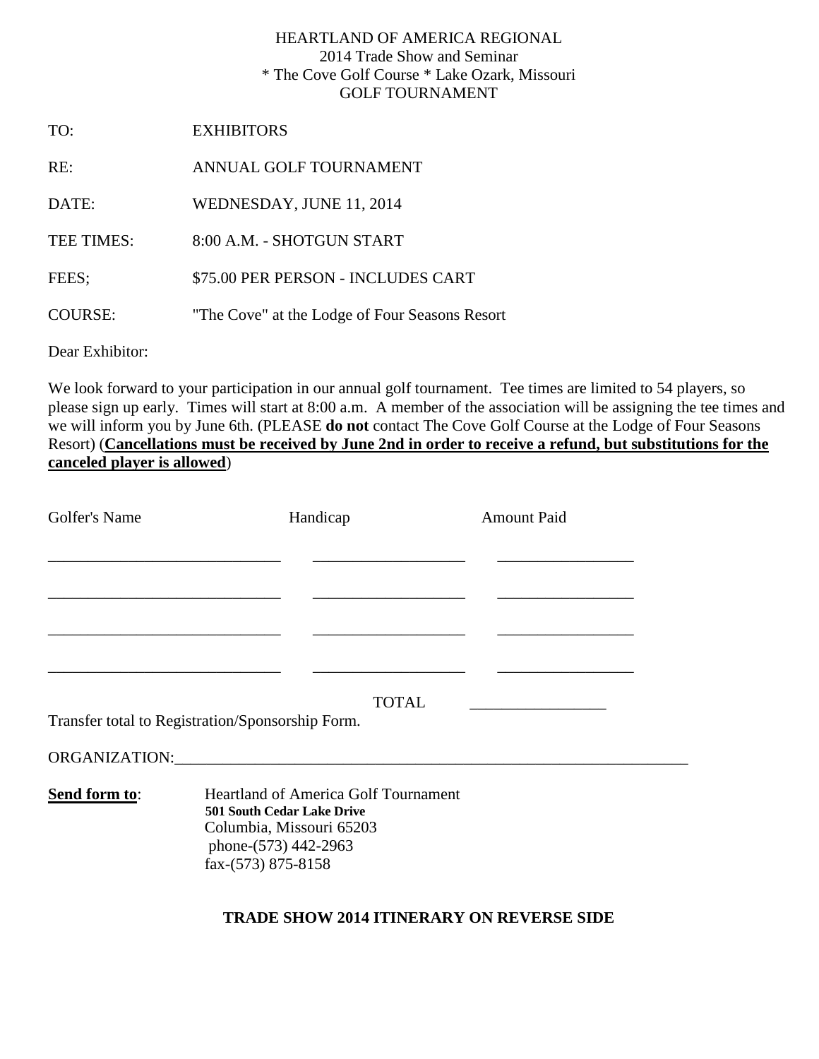HEARTLAND OF AMERICA REGIONAL
2014 Trade Show and Seminar
* The Cove Golf Course * Lake Ozark, Missouri
GOLF TOURNAMENT

TO: EXHIBITORS

RE: ANNUAL GOLF TOURNAMENT

DATE: WEDNESDAY, JUNE 11, 2014

TEE TIMES: 8:00 A.M. - SHOTGUN START

FEES; $75.00 PER PERSON - INCLUDES CART

COURSE: "The Cove" at the Lodge of Four Seasons Resort

Dear Exhibitor:

We look forward to your participation in our annual golf tournament. Tee times are limited to 54 players, so please sign up early. Times will start at 8:00 a.m. A member of the association will be assigning the tee times and we will inform you by June 6th. (PLEASE **do not** contact The Cove Golf Course at the Lodge of Four Seasons Resort) (**Cancellations must be received by June 2nd in order to receive a refund, but substitutions for the canceled player is allowed**)

| Golfer's Name | Handicap | Amount Paid |
|---|---|---|
| ______________________ | ______________ | ____________ |
| ______________________ | ______________ | ____________ |
| ______________________ | ______________ | ____________ |
| ______________________ | ______________ | ____________ |
| | TOTAL | ____________ |

Transfer total to Registration/Sponsorship Form.

ORGANIZATION:______________________________________________

**Send form to**: Heartland of America Golf Tournament
**501 South Cedar Lake Drive**
Columbia, Missouri 65203
phone-(573) 442-2963
fax-(573) 875-8158

**TRADE SHOW 2014 ITINERARY ON REVERSE SIDE**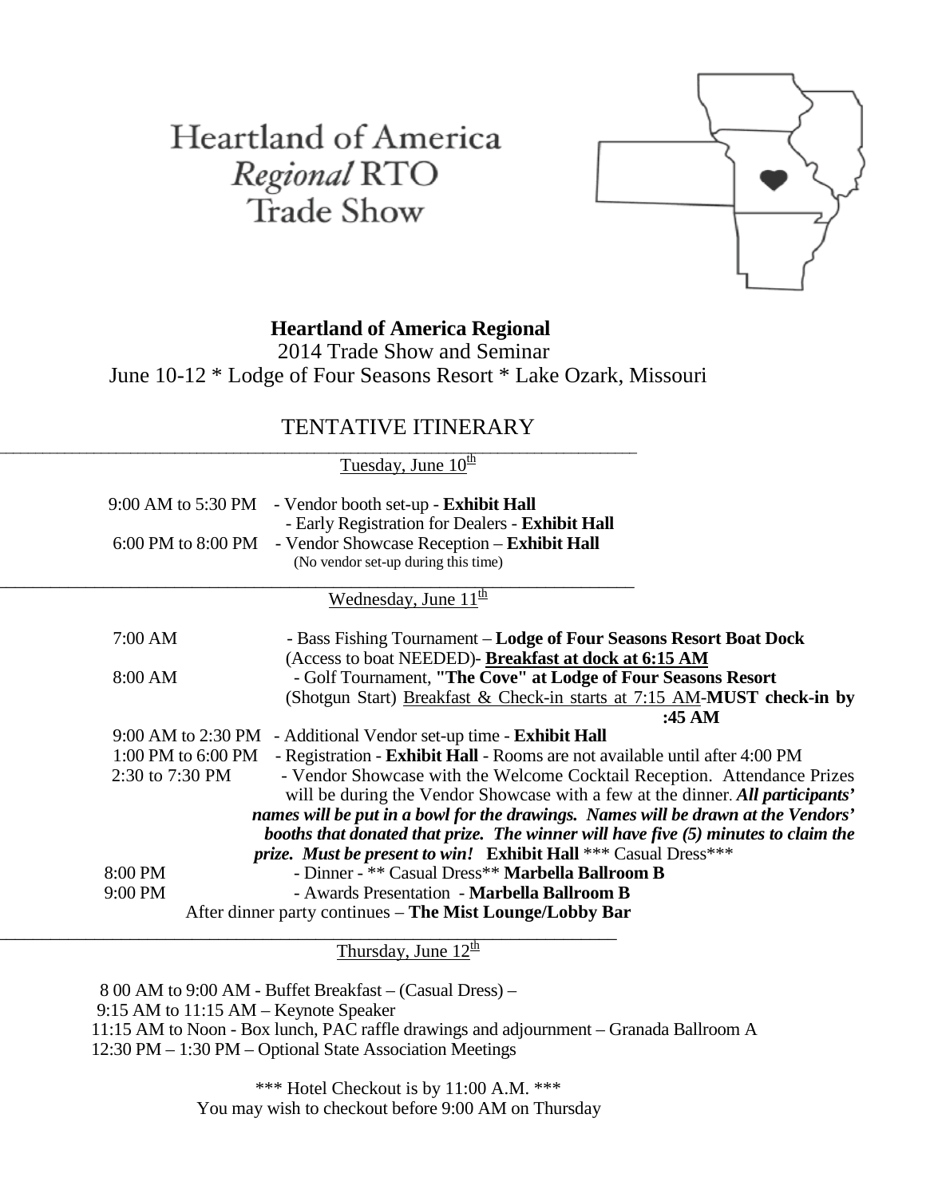# Heartland of America *Regional* RTO Trade Show

**Heartland of America Regional**

2014 Trade Show and Seminar

June 10-12 * Lodge of Four Seasons Resort * Lake Ozark, Missouri

## TENTATIVE ITINERARY

### Tuesday, June 10th

9:00 AM to 5:30 PM - Vendor booth set-up - **Exhibit Hall**
- Early Registration for Dealers - **Exhibit Hall**

6:00 PM to 8:00 PM - Vendor Showcase Reception – **Exhibit Hall**
(No vendor set-up during this time)

### Wednesday, June 11th

7:00 AM - Bass Fishing Tournament – **Lodge of Four Seasons Resort Boat Dock**
(Access to boat NEEDED)- **Breakfast at dock at 6:15 AM**

8:00 AM - Golf Tournament, **"The Cove" at Lodge of Four Seasons Resort**
(Shotgun Start) Breakfast & Check-in starts at 7:15 AM-**MUST check-in by :45 AM**

9:00 AM to 2:30 PM - Additional Vendor set-up time - **Exhibit Hall**

1:00 PM to 6:00 PM - Registration - **Exhibit Hall** - Rooms are not available until after 4:00 PM

2:30 to 7:30 PM - Vendor Showcase with the Welcome Cocktail Reception. Attendance Prizes will be during the Vendor Showcase with a few at the dinner. ***All participants' names will be put in a bowl for the drawings. Names will be drawn at the Vendors' booths that donated that prize. The winner will have five (5) minutes to claim the prize. Must be present to win!*** **Exhibit Hall** *** Casual Dress***

8:00 PM - Dinner - ** Casual Dress** **Marbella Ballroom B**

9:00 PM - Awards Presentation - **Marbella Ballroom B**

After dinner party continues – **The Mist Lounge/Lobby Bar**

### Thursday, June 12th

8 00 AM to 9:00 AM - Buffet Breakfast – (Casual Dress) –

9:15 AM to 11:15 AM – Keynote Speaker

11:15 AM to Noon - Box lunch, PAC raffle drawings and adjournment – Granada Ballroom A

12:30 PM – 1:30 PM – Optional State Association Meetings

*** Hotel Checkout is by 11:00 A.M. ***

You may wish to checkout before 9:00 AM on Thursday